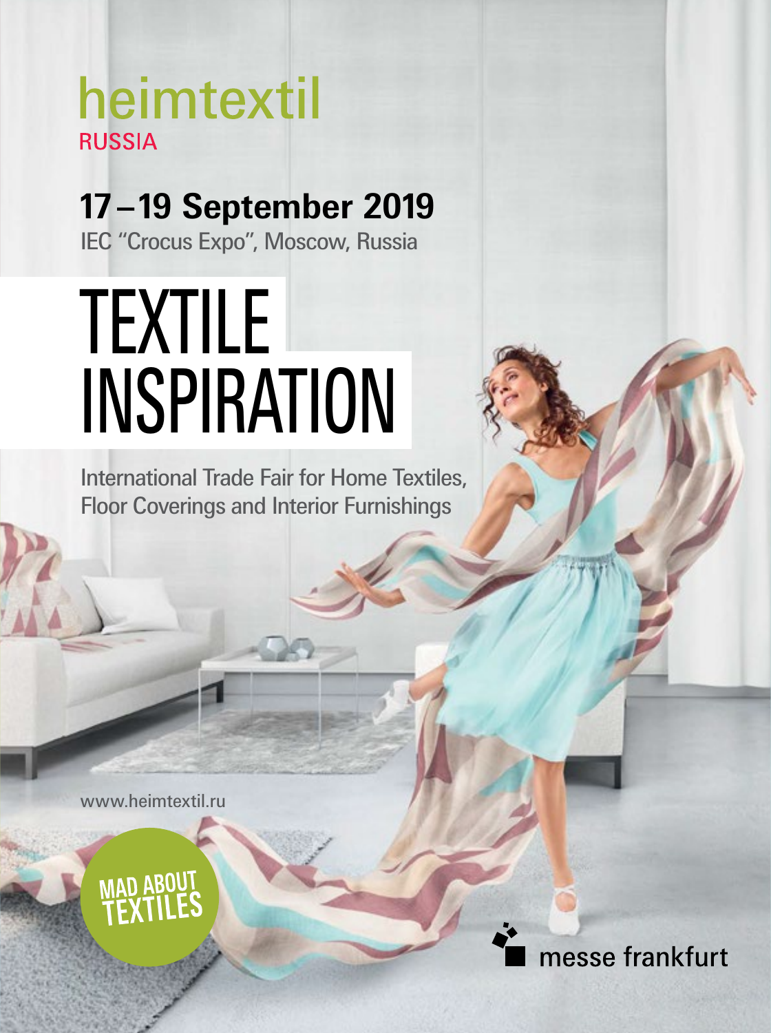# heimtextil

RUSSIA

## 17 – 19 September 2019

IEC "Crocus Expo", Moscow, Russia

# TEXTILE INSPIRATION

International Trade Fair for Home Textiles, Floor Coverings and Interior Furnishings

www.heimtextil.ru

MAD ABOUT TEXTILES

messe frankfurt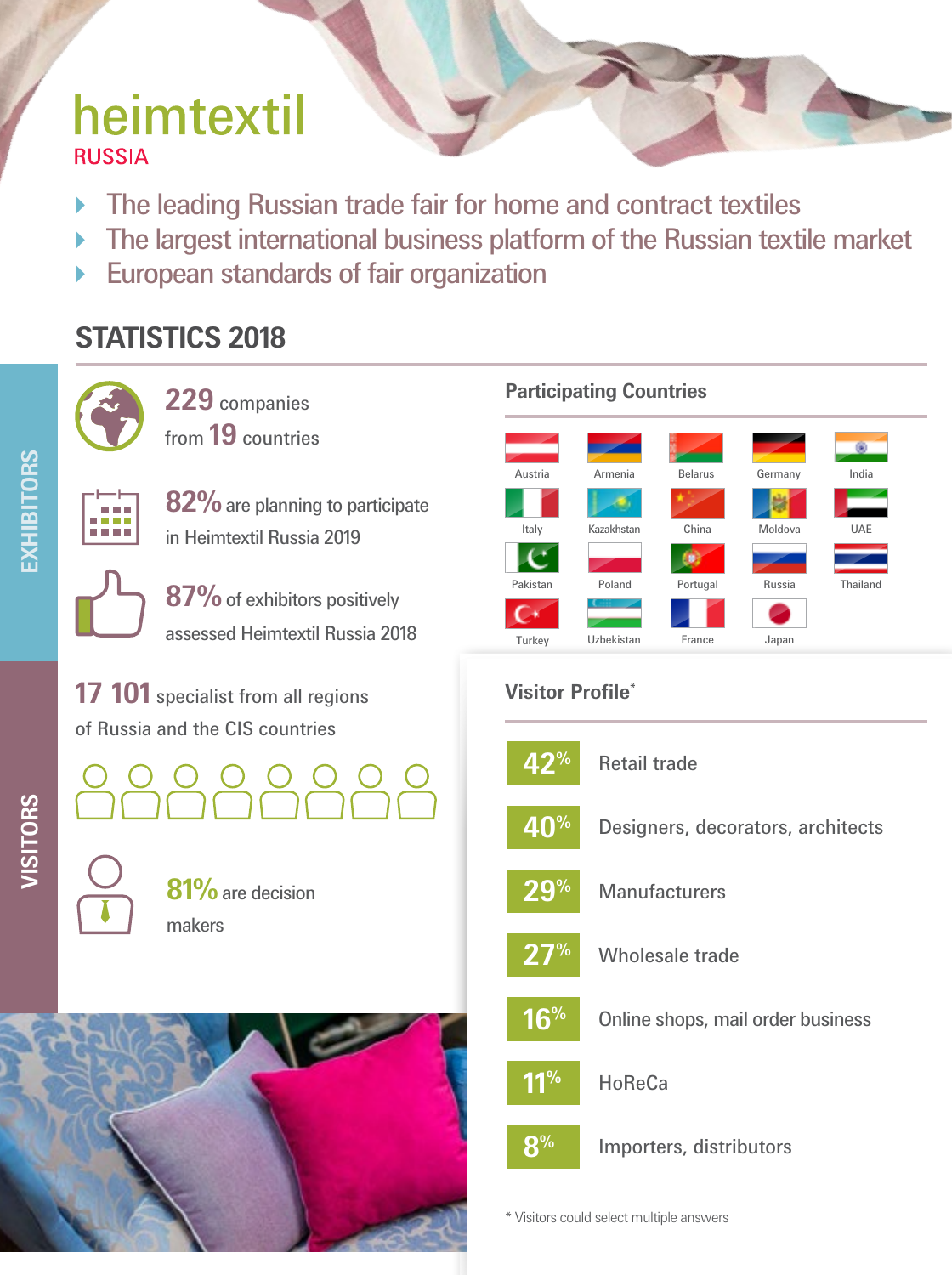# heimtextil

RUSSIA

- The leading Russian trade fair for home and contract textiles
- The largest international business platform of the Russian textile market
- European standards of fair organization

## STATISTICS 2018

### EXHIBITORS

**229** companies from **19** countries

**82%** are planning to participate in Heimtextil Russia 2019

**87%** of exhibitors positively assessed Heimtextil Russia 2018

### Participating Countries

Austria, Armenia, Belarus, Germany, India, Italy, Kazakhstan, China, Moldova, UAE, Pakistan, Poland, Portugal, Russia, Thailand, Turkey, Uzbekistan, France, Japan

### VISITORS

**17 101** specialist from all regions of Russia and the CIS countries

**81%** are decision makers

### Visitor Profile*

| | |
|---|---|
| 42% | Retail trade |
| 40% | Designers, decorators, architects |
| 29% | Manufacturers |
| 27% | Wholesale trade |
| 16% | Online shops, mail order business |
| 11% | HoReCa |
| 8% | Importers, distributors |

\* Visitors could select multiple answers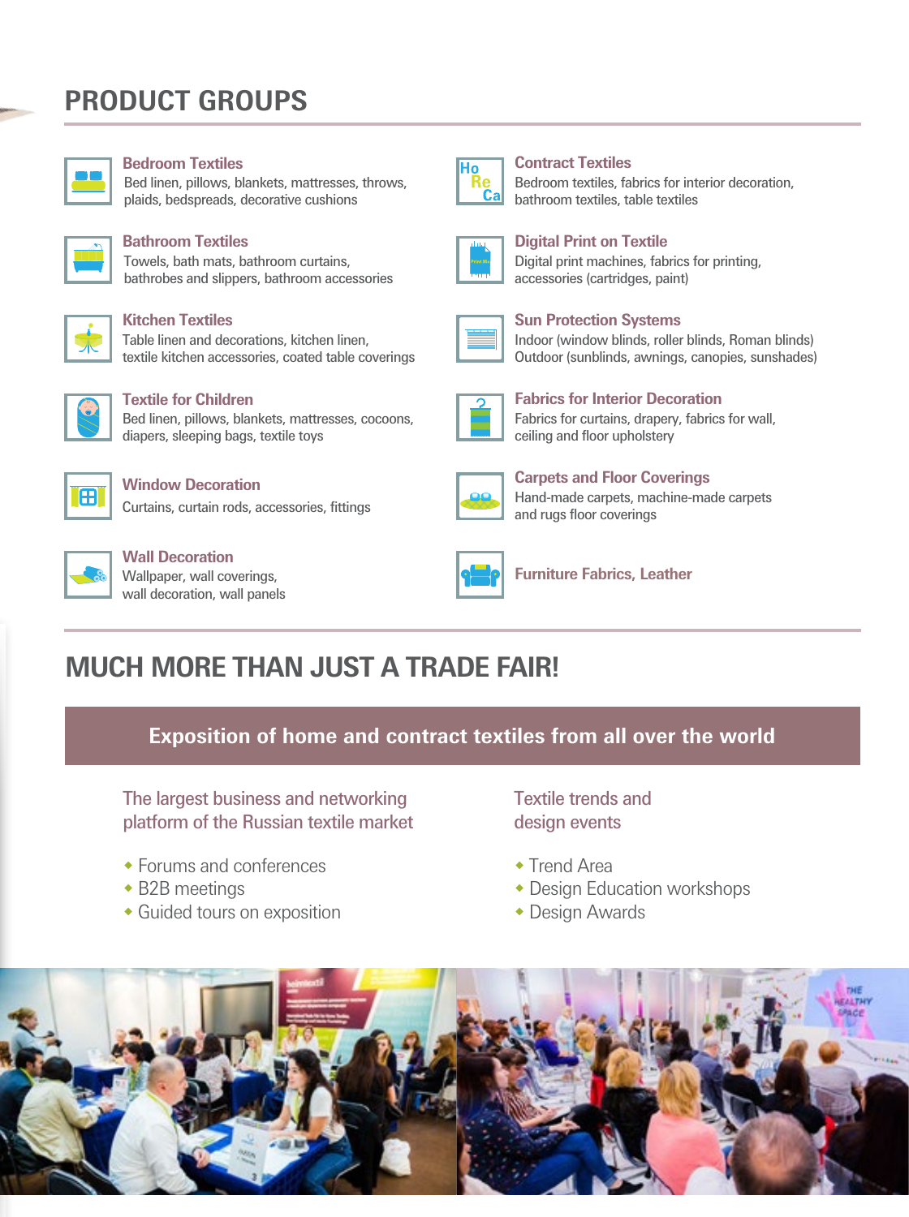## PRODUCT GROUPS

### Bedroom Textiles
Bed linen, pillows, blankets, mattresses, throws, plaids, bedspreads, decorative cushions

### Bathroom Textiles
Towels, bath mats, bathroom curtains, bathrobes and slippers, bathroom accessories

### Kitchen Textiles
Table linen and decorations, kitchen linen, textile kitchen accessories, coated table coverings

### Textile for Children
Bed linen, pillows, blankets, mattresses, cocoons, diapers, sleeping bags, textile toys

### Window Decoration
Curtains, curtain rods, accessories, fittings

### Wall Decoration
Wallpaper, wall coverings, wall decoration, wall panels

### Contract Textiles
Bedroom textiles, fabrics for interior decoration, bathroom textiles, table textiles

### Digital Print on Textile
Digital print machines, fabrics for printing, accessories (cartridges, paint)

### Sun Protection Systems
Indoor (window blinds, roller blinds, Roman blinds)
Outdoor (sunblinds, awnings, canopies, sunshades)

### Fabrics for Interior Decoration
Fabrics for curtains, drapery, fabrics for wall, ceiling and floor upholstery

### Carpets and Floor Coverings
Hand-made carpets, machine-made carpets and rugs floor coverings

### Furniture Fabrics, Leather

## MUCH MORE THAN JUST A TRADE FAIR!

**Exposition of home and contract textiles from all over the world**

### The largest business and networking platform of the Russian textile market

- Forums and conferences
- B2B meetings
- Guided tours on exposition

### Textile trends and design events

- Trend Area
- Design Education workshops
- Design Awards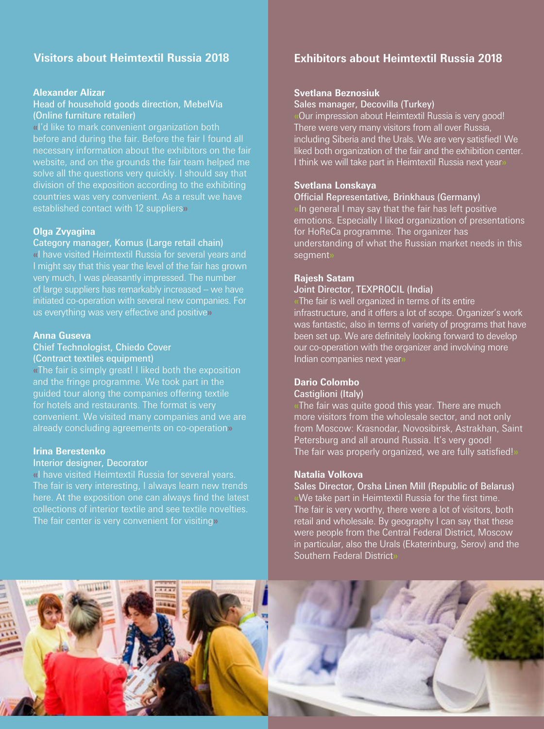## Visitors about Heimtextil Russia 2018

**Alexander Alizar**
Head of household goods direction, MebelVia (Online furniture retailer)

«I'd like to mark convenient organization both before and during the fair. Before the fair I found all necessary information about the exhibitors on the fair website, and on the grounds the fair team helped me solve all the questions very quickly. I should say that division of the exposition according to the exhibiting countries was very convenient. As a result we have established contact with 12 suppliers»

**Olga Zvyagina**
Category manager, Komus (Large retail chain)

«I have visited Heimtextil Russia for several years and I might say that this year the level of the fair has grown very much, I was pleasantly impressed. The number of large suppliers has remarkably increased – we have initiated co-operation with several new companies. For us everything was very effective and positive»

**Anna Guseva**
Chief Technologist, Chiedo Cover (Contract textiles equipment)

«The fair is simply great! I liked both the exposition and the fringe programme. We took part in the guided tour along the companies offering textile for hotels and restaurants. The format is very convenient. We visited many companies and we are already concluding agreements on co-operation»

**Irina Berestenko**
Interior designer, Decorator

«I have visited Heimtextil Russia for several years. The fair is very interesting, I always learn new trends here. At the exposition one can always find the latest collections of interior textile and see textile novelties. The fair center is very convenient for visiting»

## Exhibitors about Heimtextil Russia 2018

**Svetlana Beznosiuk**
Sales manager, Decovilla (Turkey)

«Our impression about Heimtextil Russia is very good! There were very many visitors from all over Russia, including Siberia and the Urals. We are very satisfied! We liked both organization of the fair and the exhibition center. I think we will take part in Heimtextil Russia next year»

**Svetlana Lonskaya**
Official Representative, Brinkhaus (Germany)

«In general I may say that the fair has left positive emotions. Especially I liked organization of presentations for HoReCa programme. The organizer has understanding of what the Russian market needs in this segment»

**Rajesh Satam**
Joint Director, TEXPROCIL (India)

«The fair is well organized in terms of its entire infrastructure, and it offers a lot of scope. Organizer's work was fantastic, also in terms of variety of programs that have been set up. We are definitely looking forward to develop our co-operation with the organizer and involving more Indian companies next year»

**Dario Colombo**
Castiglioni (Italy)

«The fair was quite good this year. There are much more visitors from the wholesale sector, and not only from Moscow: Krasnodar, Novosibirsk, Astrakhan, Saint Petersburg and all around Russia. It's very good! The fair was properly organized, we are fully satisfied!»

**Natalia Volkova**
Sales Director, Orsha Linen Mill (Republic of Belarus)

«We take part in Heimtextil Russia for the first time. The fair is very worthy, there were a lot of visitors, both retail and wholesale. By geography I can say that these were people from the Central Federal District, Moscow in particular, also the Urals (Ekaterinburg, Serov) and the Southern Federal District»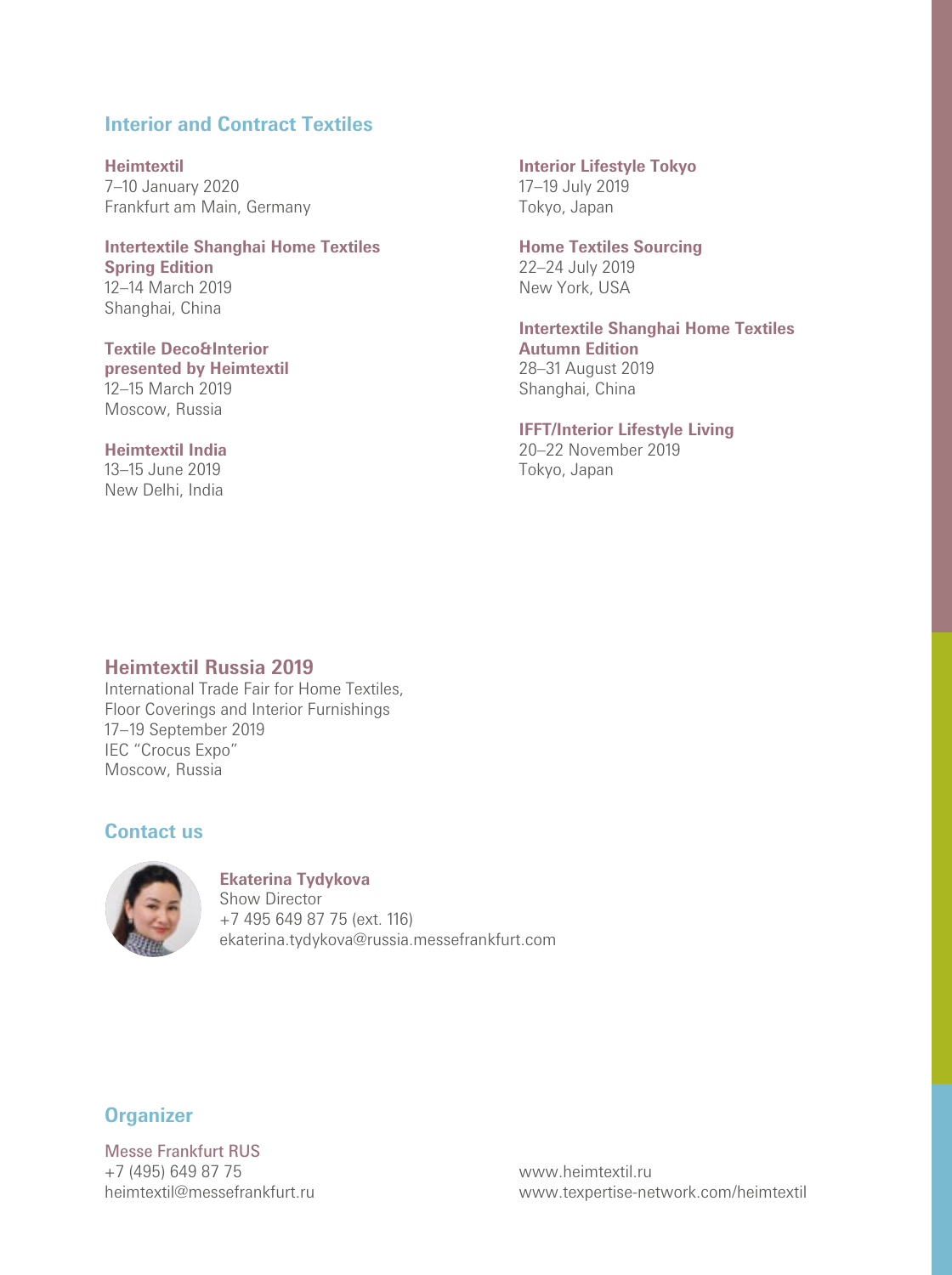## Interior and Contract Textiles

**Heimtextil**
7–10 January 2020
Frankfurt am Main, Germany

**Intertextile Shanghai Home Textiles Spring Edition**
12–14 March 2019
Shanghai, China

**Textile Deco&Interior presented by Heimtextil**
12–15 March 2019
Moscow, Russia

**Heimtextil India**
13–15 June 2019
New Delhi, India

**Interior Lifestyle Tokyo**
17–19 July 2019
Tokyo, Japan

**Home Textiles Sourcing**
22–24 July 2019
New York, USA

**Intertextile Shanghai Home Textiles Autumn Edition**
28–31 August 2019
Shanghai, China

**IFFT/Interior Lifestyle Living**
20–22 November 2019
Tokyo, Japan

## Heimtextil Russia 2019

International Trade Fair for Home Textiles,
Floor Coverings and Interior Furnishings
17–19 September 2019
IEC "Crocus Expo"
Moscow, Russia

## Contact us

**Ekaterina Tydykova**
Show Director
+7 495 649 87 75 (ext. 116)
ekaterina.tydykova@russia.messefrankfurt.com

## Organizer

Messe Frankfurt RUS
+7 (495) 649 87 75
heimtextil@messefrankfurt.ru

www.heimtextil.ru
www.texpertise-network.com/heimtextil